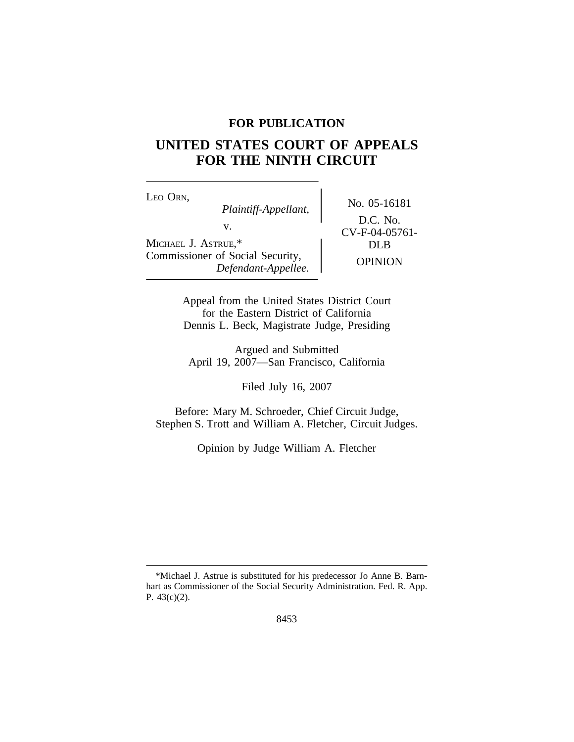**FOR PUBLICATION**

# UNITED STATES COURT OF APPEALS FOR THE NINTH CIRCUIT

LEO ORN,
*Plaintiff-Appellant,*

v.

MICHAEL J. ASTRUE,*
Commissioner of Social Security,
*Defendant-Appellee.*

No. 05-16181

D.C. No. CV-F-04-05761-DLB

OPINION

Appeal from the United States District Court for the Eastern District of California
Dennis L. Beck, Magistrate Judge, Presiding

Argued and Submitted
April 19, 2007—San Francisco, California

Filed July 16, 2007

Before: Mary M. Schroeder, Chief Circuit Judge, Stephen S. Trott and William A. Fletcher, Circuit Judges.

Opinion by Judge William A. Fletcher

---

*Michael J. Astrue is substituted for his predecessor Jo Anne B. Barnhart as Commissioner of the Social Security Administration. Fed. R. App. P. 43(c)(2).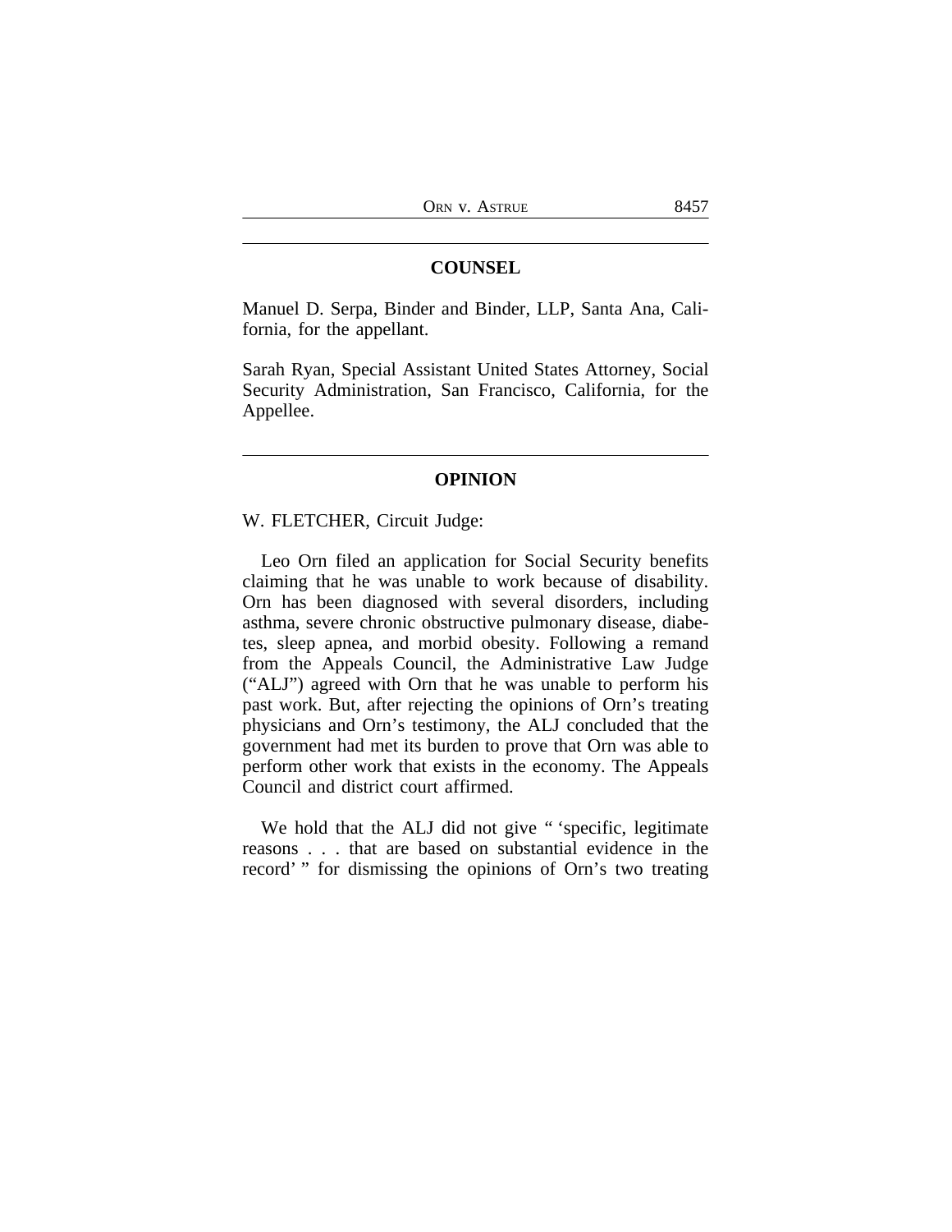## COUNSEL

Manuel D. Serpa, Binder and Binder, LLP, Santa Ana, California, for the appellant.

Sarah Ryan, Special Assistant United States Attorney, Social Security Administration, San Francisco, California, for the Appellee.

## OPINION

W. FLETCHER, Circuit Judge:

Leo Orn filed an application for Social Security benefits claiming that he was unable to work because of disability. Orn has been diagnosed with several disorders, including asthma, severe chronic obstructive pulmonary disease, diabetes, sleep apnea, and morbid obesity. Following a remand from the Appeals Council, the Administrative Law Judge ("ALJ") agreed with Orn that he was unable to perform his past work. But, after rejecting the opinions of Orn's treating physicians and Orn's testimony, the ALJ concluded that the government had met its burden to prove that Orn was able to perform other work that exists in the economy. The Appeals Council and district court affirmed.

We hold that the ALJ did not give " 'specific, legitimate reasons . . . that are based on substantial evidence in the record' " for dismissing the opinions of Orn's two treating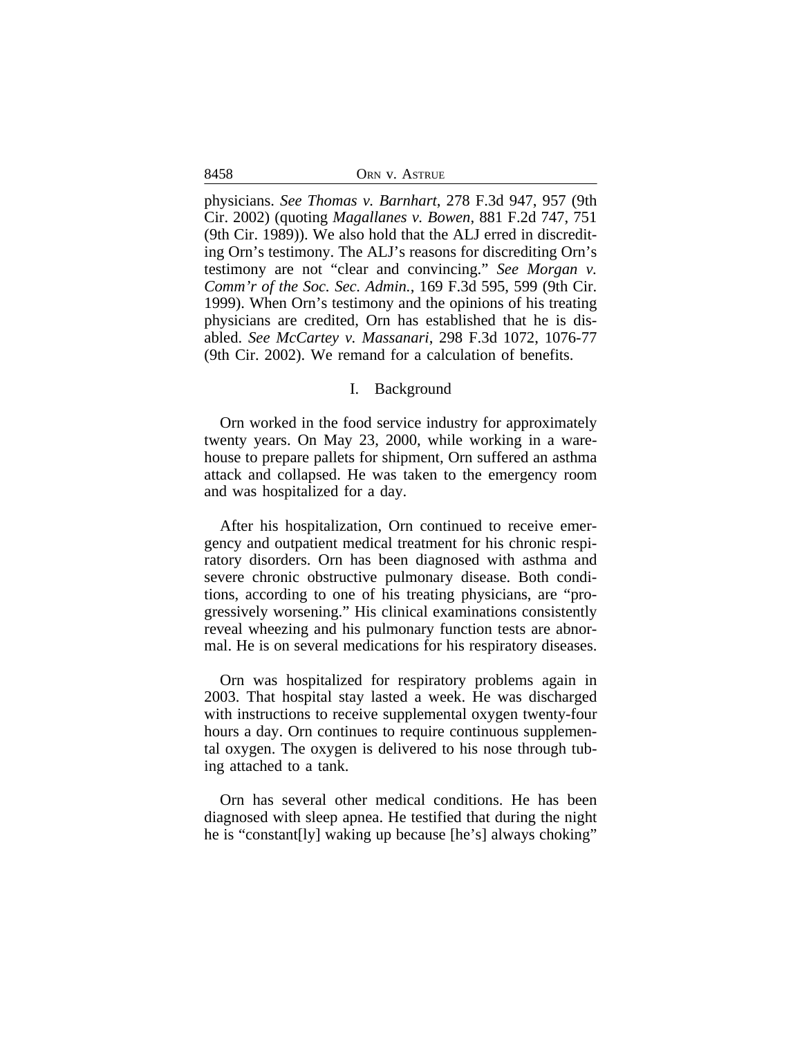physicians. *See Thomas v. Barnhart*, 278 F.3d 947, 957 (9th Cir. 2002) (quoting *Magallanes v. Bowen*, 881 F.2d 747, 751 (9th Cir. 1989)). We also hold that the ALJ erred in discrediting Orn's testimony. The ALJ's reasons for discrediting Orn's testimony are not "clear and convincing." *See Morgan v. Comm'r of the Soc. Sec. Admin.*, 169 F.3d 595, 599 (9th Cir. 1999). When Orn's testimony and the opinions of his treating physicians are credited, Orn has established that he is disabled. *See McCartey v. Massanari*, 298 F.3d 1072, 1076-77 (9th Cir. 2002). We remand for a calculation of benefits.

## I. Background

Orn worked in the food service industry for approximately twenty years. On May 23, 2000, while working in a warehouse to prepare pallets for shipment, Orn suffered an asthma attack and collapsed. He was taken to the emergency room and was hospitalized for a day.

After his hospitalization, Orn continued to receive emergency and outpatient medical treatment for his chronic respiratory disorders. Orn has been diagnosed with asthma and severe chronic obstructive pulmonary disease. Both conditions, according to one of his treating physicians, are "progressively worsening." His clinical examinations consistently reveal wheezing and his pulmonary function tests are abnormal. He is on several medications for his respiratory diseases.

Orn was hospitalized for respiratory problems again in 2003. That hospital stay lasted a week. He was discharged with instructions to receive supplemental oxygen twenty-four hours a day. Orn continues to require continuous supplemental oxygen. The oxygen is delivered to his nose through tubing attached to a tank.

Orn has several other medical conditions. He has been diagnosed with sleep apnea. He testified that during the night he is "constant[ly] waking up because [he's] always choking"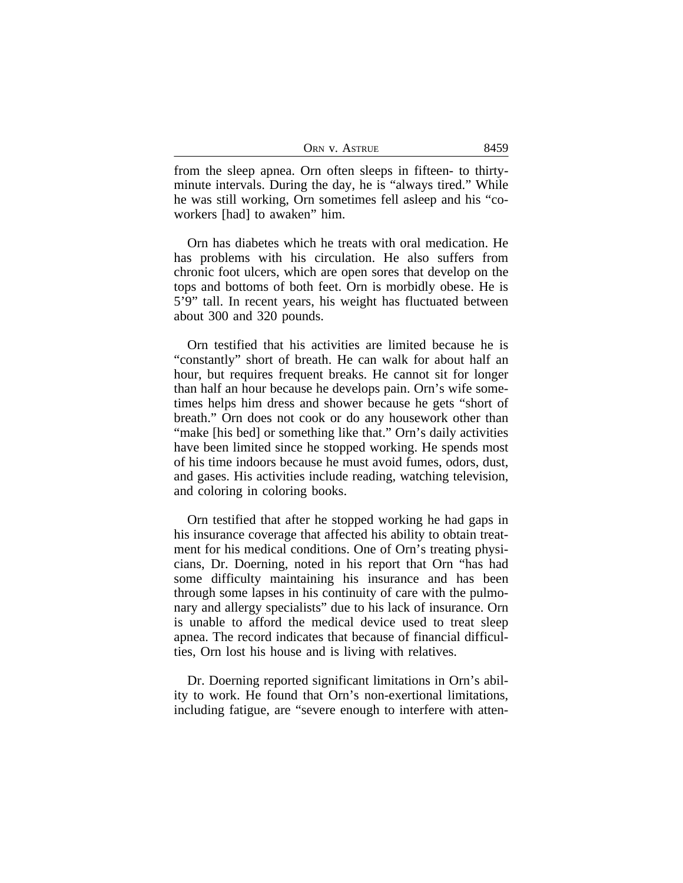from the sleep apnea. Orn often sleeps in fifteen- to thirty-minute intervals. During the day, he is "always tired." While he was still working, Orn sometimes fell asleep and his "co-workers [had] to awaken" him.

Orn has diabetes which he treats with oral medication. He has problems with his circulation. He also suffers from chronic foot ulcers, which are open sores that develop on the tops and bottoms of both feet. Orn is morbidly obese. He is 5'9" tall. In recent years, his weight has fluctuated between about 300 and 320 pounds.

Orn testified that his activities are limited because he is "constantly" short of breath. He can walk for about half an hour, but requires frequent breaks. He cannot sit for longer than half an hour because he develops pain. Orn's wife sometimes helps him dress and shower because he gets "short of breath." Orn does not cook or do any housework other than "make [his bed] or something like that." Orn's daily activities have been limited since he stopped working. He spends most of his time indoors because he must avoid fumes, odors, dust, and gases. His activities include reading, watching television, and coloring in coloring books.

Orn testified that after he stopped working he had gaps in his insurance coverage that affected his ability to obtain treatment for his medical conditions. One of Orn's treating physicians, Dr. Doerning, noted in his report that Orn "has had some difficulty maintaining his insurance and has been through some lapses in his continuity of care with the pulmonary and allergy specialists" due to his lack of insurance. Orn is unable to afford the medical device used to treat sleep apnea. The record indicates that because of financial difficulties, Orn lost his house and is living with relatives.

Dr. Doerning reported significant limitations in Orn's ability to work. He found that Orn's non-exertional limitations, including fatigue, are "severe enough to interfere with atten-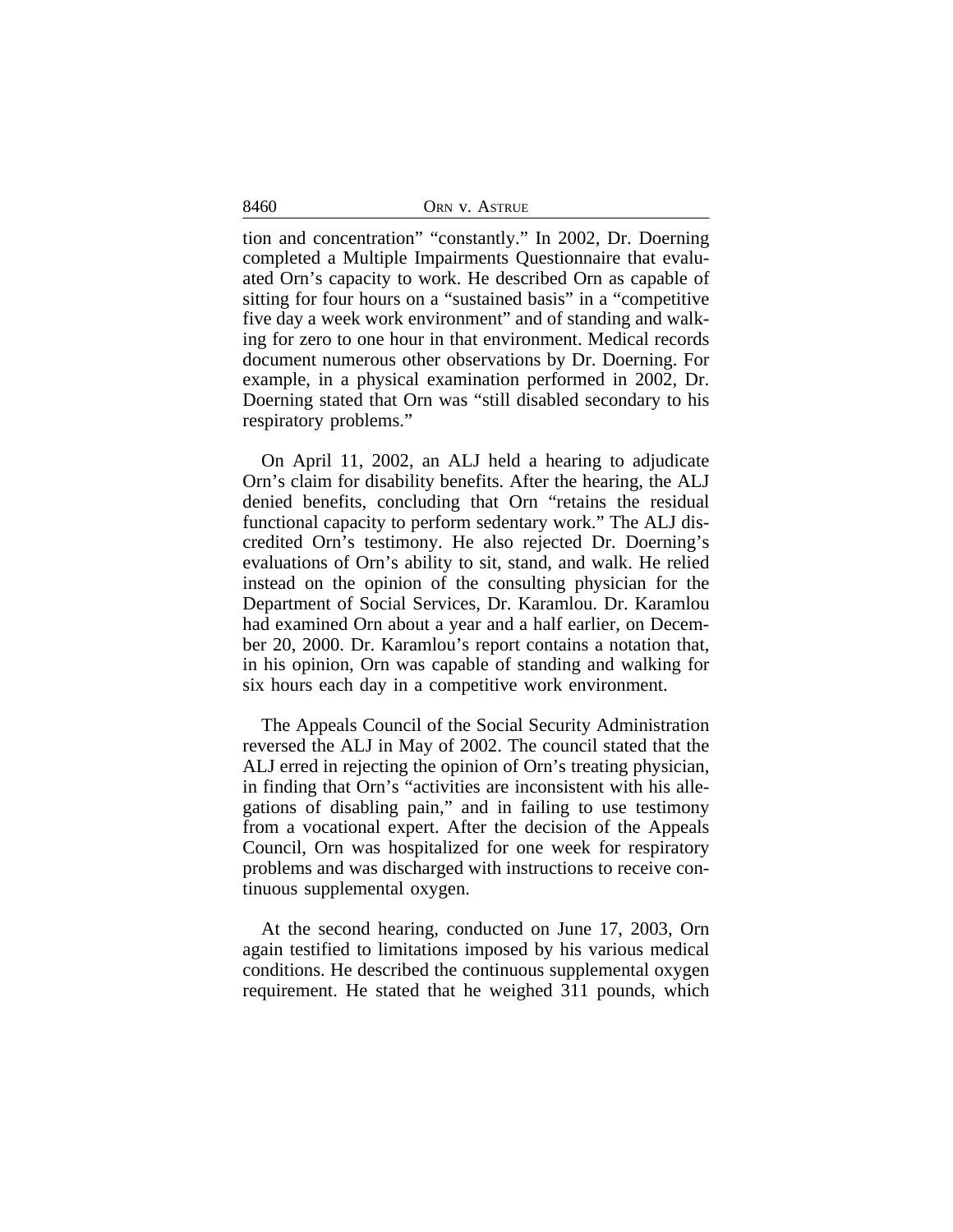tion and concentration" "constantly." In 2002, Dr. Doerning completed a Multiple Impairments Questionnaire that evaluated Orn's capacity to work. He described Orn as capable of sitting for four hours on a "sustained basis" in a "competitive five day a week work environment" and of standing and walking for zero to one hour in that environment. Medical records document numerous other observations by Dr. Doerning. For example, in a physical examination performed in 2002, Dr. Doerning stated that Orn was "still disabled secondary to his respiratory problems."

On April 11, 2002, an ALJ held a hearing to adjudicate Orn's claim for disability benefits. After the hearing, the ALJ denied benefits, concluding that Orn "retains the residual functional capacity to perform sedentary work." The ALJ discredited Orn's testimony. He also rejected Dr. Doerning's evaluations of Orn's ability to sit, stand, and walk. He relied instead on the opinion of the consulting physician for the Department of Social Services, Dr. Karamlou. Dr. Karamlou had examined Orn about a year and a half earlier, on December 20, 2000. Dr. Karamlou's report contains a notation that, in his opinion, Orn was capable of standing and walking for six hours each day in a competitive work environment.

The Appeals Council of the Social Security Administration reversed the ALJ in May of 2002. The council stated that the ALJ erred in rejecting the opinion of Orn's treating physician, in finding that Orn's "activities are inconsistent with his allegations of disabling pain," and in failing to use testimony from a vocational expert. After the decision of the Appeals Council, Orn was hospitalized for one week for respiratory problems and was discharged with instructions to receive continuous supplemental oxygen.

At the second hearing, conducted on June 17, 2003, Orn again testified to limitations imposed by his various medical conditions. He described the continuous supplemental oxygen requirement. He stated that he weighed 311 pounds, which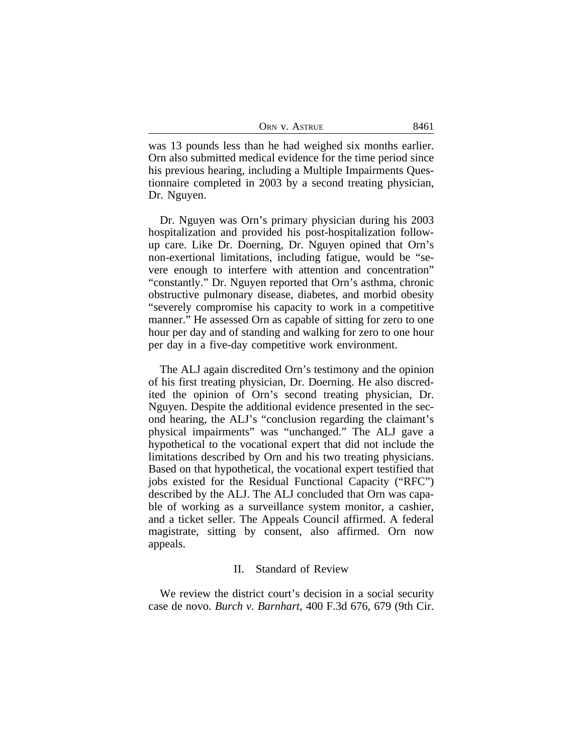was 13 pounds less than he had weighed six months earlier. Orn also submitted medical evidence for the time period since his previous hearing, including a Multiple Impairments Questionnaire completed in 2003 by a second treating physician, Dr. Nguyen.

Dr. Nguyen was Orn's primary physician during his 2003 hospitalization and provided his post-hospitalization follow-up care. Like Dr. Doerning, Dr. Nguyen opined that Orn's non-exertional limitations, including fatigue, would be "severe enough to interfere with attention and concentration" "constantly." Dr. Nguyen reported that Orn's asthma, chronic obstructive pulmonary disease, diabetes, and morbid obesity "severely compromise his capacity to work in a competitive manner." He assessed Orn as capable of sitting for zero to one hour per day and of standing and walking for zero to one hour per day in a five-day competitive work environment.

The ALJ again discredited Orn's testimony and the opinion of his first treating physician, Dr. Doerning. He also discredited the opinion of Orn's second treating physician, Dr. Nguyen. Despite the additional evidence presented in the second hearing, the ALJ's "conclusion regarding the claimant's physical impairments" was "unchanged." The ALJ gave a hypothetical to the vocational expert that did not include the limitations described by Orn and his two treating physicians. Based on that hypothetical, the vocational expert testified that jobs existed for the Residual Functional Capacity ("RFC") described by the ALJ. The ALJ concluded that Orn was capable of working as a surveillance system monitor, a cashier, and a ticket seller. The Appeals Council affirmed. A federal magistrate, sitting by consent, also affirmed. Orn now appeals.

## II. Standard of Review

We review the district court's decision in a social security case de novo. *Burch v. Barnhart*, 400 F.3d 676, 679 (9th Cir.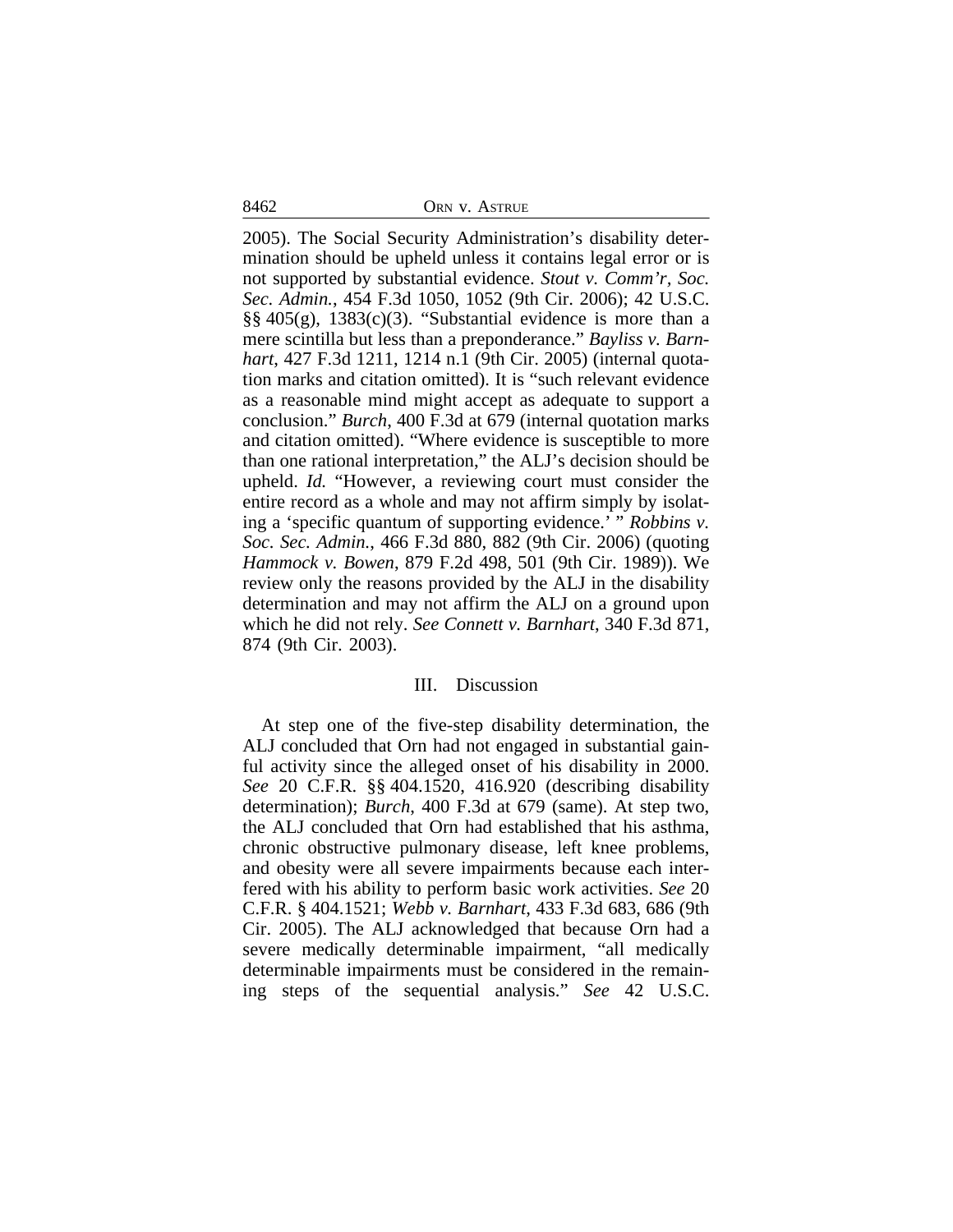2005). The Social Security Administration's disability determination should be upheld unless it contains legal error or is not supported by substantial evidence. *Stout v. Comm'r, Soc. Sec. Admin.*, 454 F.3d 1050, 1052 (9th Cir. 2006); 42 U.S.C. §§ 405(g), 1383(c)(3). "Substantial evidence is more than a mere scintilla but less than a preponderance." *Bayliss v. Barnhart*, 427 F.3d 1211, 1214 n.1 (9th Cir. 2005) (internal quotation marks and citation omitted). It is "such relevant evidence as a reasonable mind might accept as adequate to support a conclusion." *Burch*, 400 F.3d at 679 (internal quotation marks and citation omitted). "Where evidence is susceptible to more than one rational interpretation," the ALJ's decision should be upheld. *Id.* "However, a reviewing court must consider the entire record as a whole and may not affirm simply by isolating a 'specific quantum of supporting evidence.' " *Robbins v. Soc. Sec. Admin.*, 466 F.3d 880, 882 (9th Cir. 2006) (quoting *Hammock v. Bowen*, 879 F.2d 498, 501 (9th Cir. 1989)). We review only the reasons provided by the ALJ in the disability determination and may not affirm the ALJ on a ground upon which he did not rely. *See Connett v. Barnhart*, 340 F.3d 871, 874 (9th Cir. 2003).

## III. Discussion

At step one of the five-step disability determination, the ALJ concluded that Orn had not engaged in substantial gainful activity since the alleged onset of his disability in 2000. *See* 20 C.F.R. §§ 404.1520, 416.920 (describing disability determination); *Burch*, 400 F.3d at 679 (same). At step two, the ALJ concluded that Orn had established that his asthma, chronic obstructive pulmonary disease, left knee problems, and obesity were all severe impairments because each interfered with his ability to perform basic work activities. *See* 20 C.F.R. § 404.1521; *Webb v. Barnhart*, 433 F.3d 683, 686 (9th Cir. 2005). The ALJ acknowledged that because Orn had a severe medically determinable impairment, "all medically determinable impairments must be considered in the remaining steps of the sequential analysis." *See* 42 U.S.C.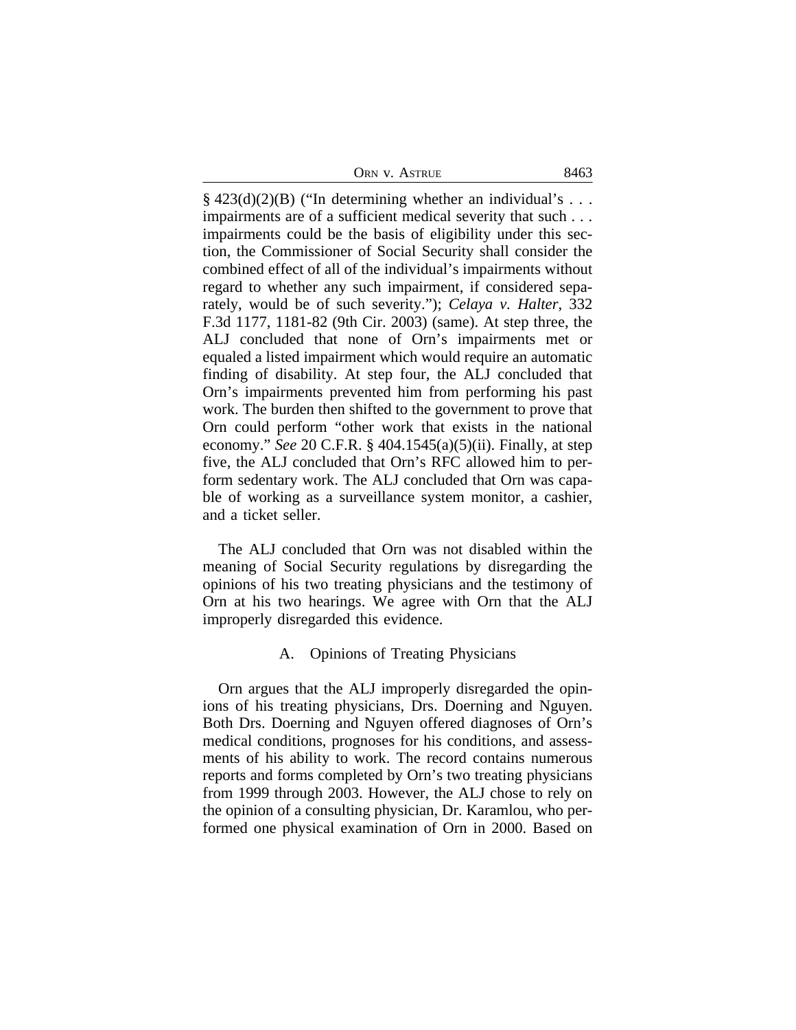§ 423(d)(2)(B) ("In determining whether an individual's . . . impairments are of a sufficient medical severity that such . . . impairments could be the basis of eligibility under this section, the Commissioner of Social Security shall consider the combined effect of all of the individual's impairments without regard to whether any such impairment, if considered separately, would be of such severity."); *Celaya v. Halter*, 332 F.3d 1177, 1181-82 (9th Cir. 2003) (same). At step three, the ALJ concluded that none of Orn's impairments met or equaled a listed impairment which would require an automatic finding of disability. At step four, the ALJ concluded that Orn's impairments prevented him from performing his past work. The burden then shifted to the government to prove that Orn could perform "other work that exists in the national economy." *See* 20 C.F.R. § 404.1545(a)(5)(ii). Finally, at step five, the ALJ concluded that Orn's RFC allowed him to perform sedentary work. The ALJ concluded that Orn was capable of working as a surveillance system monitor, a cashier, and a ticket seller.

The ALJ concluded that Orn was not disabled within the meaning of Social Security regulations by disregarding the opinions of his two treating physicians and the testimony of Orn at his two hearings. We agree with Orn that the ALJ improperly disregarded this evidence.

### A. Opinions of Treating Physicians

Orn argues that the ALJ improperly disregarded the opinions of his treating physicians, Drs. Doerning and Nguyen. Both Drs. Doerning and Nguyen offered diagnoses of Orn's medical conditions, prognoses for his conditions, and assessments of his ability to work. The record contains numerous reports and forms completed by Orn's two treating physicians from 1999 through 2003. However, the ALJ chose to rely on the opinion of a consulting physician, Dr. Karamlou, who performed one physical examination of Orn in 2000. Based on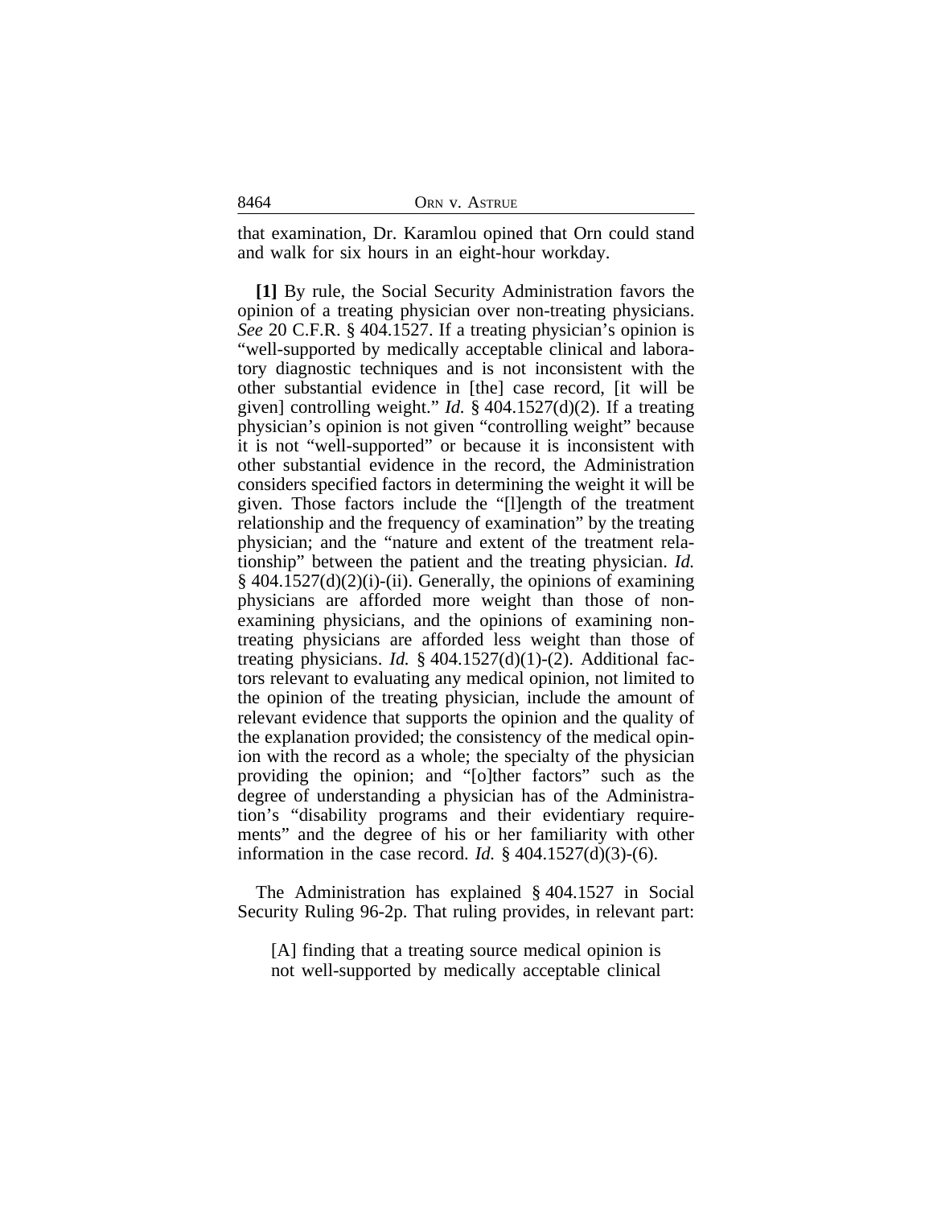that examination, Dr. Karamlou opined that Orn could stand and walk for six hours in an eight-hour workday.

**[1]** By rule, the Social Security Administration favors the opinion of a treating physician over non-treating physicians. *See* 20 C.F.R. § 404.1527. If a treating physician's opinion is "well-supported by medically acceptable clinical and laboratory diagnostic techniques and is not inconsistent with the other substantial evidence in [the] case record, [it will be given] controlling weight." *Id.* § 404.1527(d)(2). If a treating physician's opinion is not given "controlling weight" because it is not "well-supported" or because it is inconsistent with other substantial evidence in the record, the Administration considers specified factors in determining the weight it will be given. Those factors include the "[l]ength of the treatment relationship and the frequency of examination" by the treating physician; and the "nature and extent of the treatment relationship" between the patient and the treating physician. *Id.* § 404.1527(d)(2)(i)-(ii). Generally, the opinions of examining physicians are afforded more weight than those of non-examining physicians, and the opinions of examining non-treating physicians are afforded less weight than those of treating physicians. *Id.* § 404.1527(d)(1)-(2). Additional factors relevant to evaluating any medical opinion, not limited to the opinion of the treating physician, include the amount of relevant evidence that supports the opinion and the quality of the explanation provided; the consistency of the medical opinion with the record as a whole; the specialty of the physician providing the opinion; and "[o]ther factors" such as the degree of understanding a physician has of the Administration's "disability programs and their evidentiary requirements" and the degree of his or her familiarity with other information in the case record. *Id.* § 404.1527(d)(3)-(6).

The Administration has explained § 404.1527 in Social Security Ruling 96-2p. That ruling provides, in relevant part:

> [A] finding that a treating source medical opinion is not well-supported by medically acceptable clinical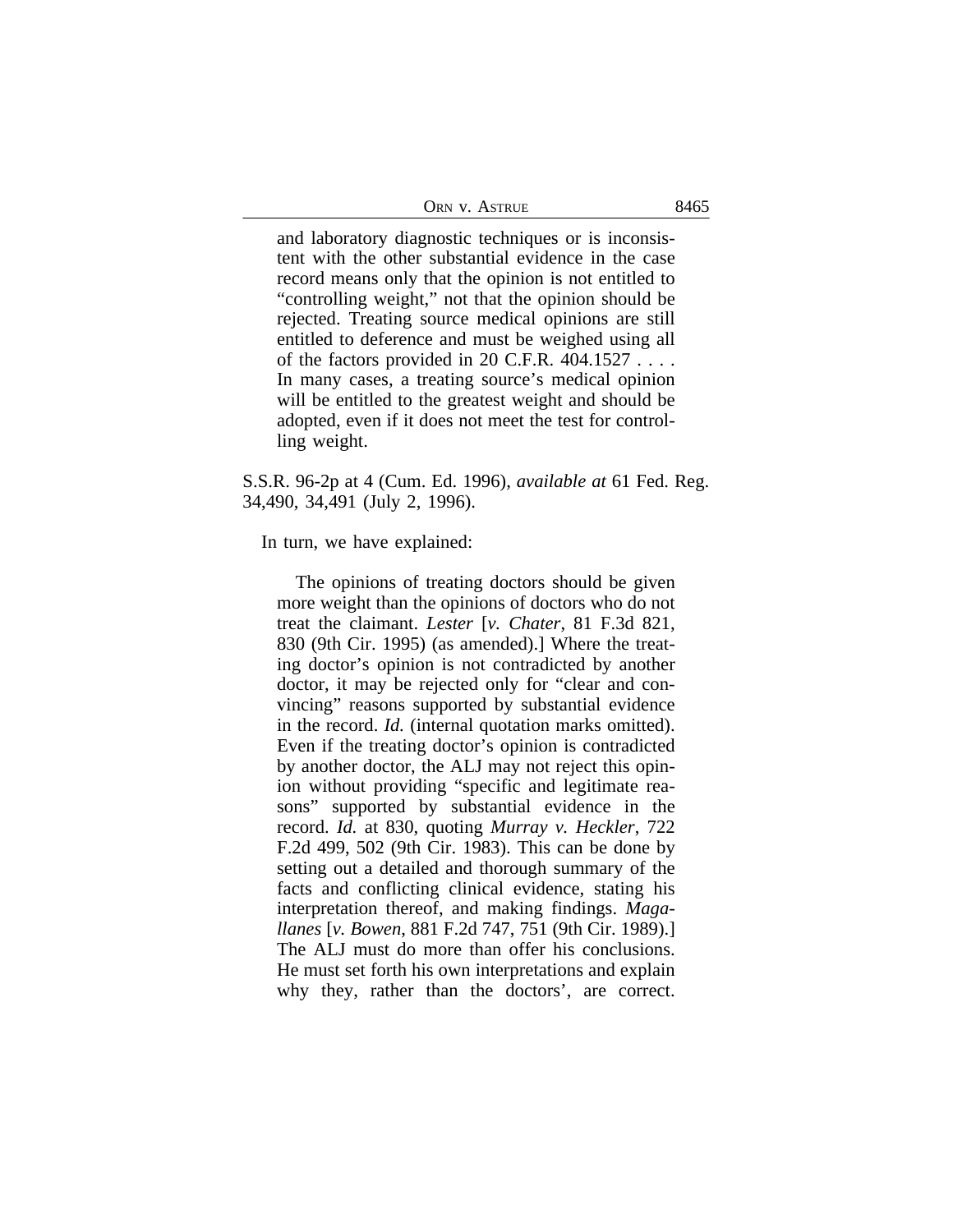> and laboratory diagnostic techniques or is inconsistent with the other substantial evidence in the case record means only that the opinion is not entitled to "controlling weight," not that the opinion should be rejected. Treating source medical opinions are still entitled to deference and must be weighed using all of the factors provided in 20 C.F.R. 404.1527 . . . . In many cases, a treating source's medical opinion will be entitled to the greatest weight and should be adopted, even if it does not meet the test for controlling weight.

S.S.R. 96-2p at 4 (Cum. Ed. 1996), *available at* 61 Fed. Reg. 34,490, 34,491 (July 2, 1996).

In turn, we have explained:

> The opinions of treating doctors should be given more weight than the opinions of doctors who do not treat the claimant. *Lester* [*v. Chater*, 81 F.3d 821, 830 (9th Cir. 1995) (as amended).] Where the treating doctor's opinion is not contradicted by another doctor, it may be rejected only for "clear and convincing" reasons supported by substantial evidence in the record. *Id.* (internal quotation marks omitted). Even if the treating doctor's opinion is contradicted by another doctor, the ALJ may not reject this opinion without providing "specific and legitimate reasons" supported by substantial evidence in the record. *Id.* at 830, quoting *Murray v. Heckler*, 722 F.2d 499, 502 (9th Cir. 1983). This can be done by setting out a detailed and thorough summary of the facts and conflicting clinical evidence, stating his interpretation thereof, and making findings. *Magallanes* [*v. Bowen*, 881 F.2d 747, 751 (9th Cir. 1989).] The ALJ must do more than offer his conclusions. He must set forth his own interpretations and explain why they, rather than the doctors', are correct.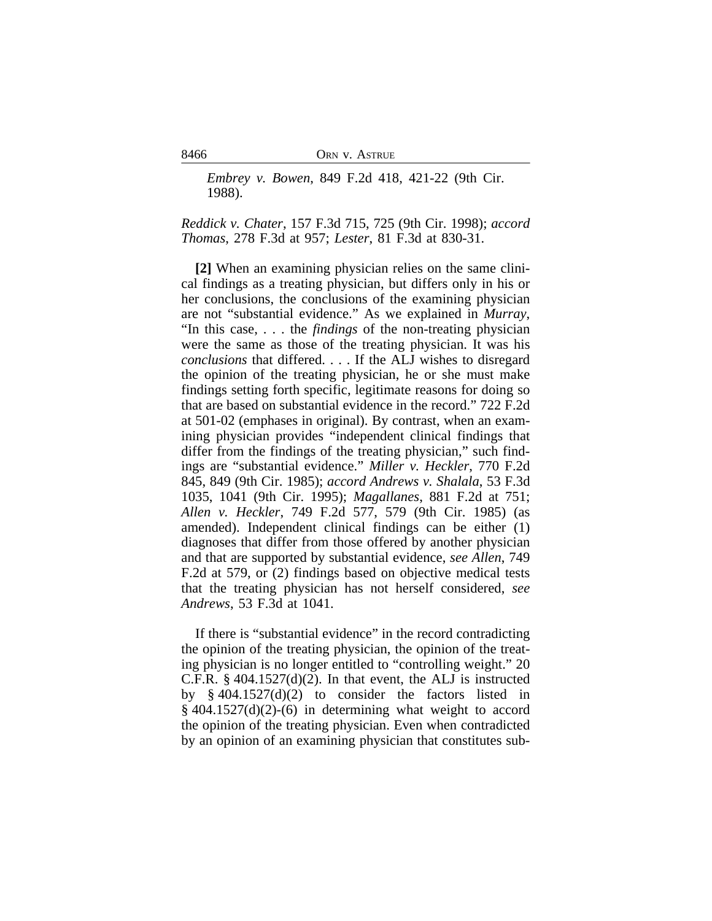> *Embrey v. Bowen*, 849 F.2d 418, 421-22 (9th Cir. 1988).

*Reddick v. Chater*, 157 F.3d 715, 725 (9th Cir. 1998); *accord Thomas*, 278 F.3d at 957; *Lester*, 81 F.3d at 830-31.

**[2]** When an examining physician relies on the same clinical findings as a treating physician, but differs only in his or her conclusions, the conclusions of the examining physician are not "substantial evidence." As we explained in *Murray*, "In this case, . . . the *findings* of the non-treating physician were the same as those of the treating physician. It was his *conclusions* that differed. . . . If the ALJ wishes to disregard the opinion of the treating physician, he or she must make findings setting forth specific, legitimate reasons for doing so that are based on substantial evidence in the record." 722 F.2d at 501-02 (emphases in original). By contrast, when an examining physician provides "independent clinical findings that differ from the findings of the treating physician," such findings are "substantial evidence." *Miller v. Heckler*, 770 F.2d 845, 849 (9th Cir. 1985); *accord Andrews v. Shalala*, 53 F.3d 1035, 1041 (9th Cir. 1995); *Magallanes*, 881 F.2d at 751; *Allen v. Heckler*, 749 F.2d 577, 579 (9th Cir. 1985) (as amended). Independent clinical findings can be either (1) diagnoses that differ from those offered by another physician and that are supported by substantial evidence, *see Allen*, 749 F.2d at 579, or (2) findings based on objective medical tests that the treating physician has not herself considered, *see Andrews*, 53 F.3d at 1041.

If there is "substantial evidence" in the record contradicting the opinion of the treating physician, the opinion of the treating physician is no longer entitled to "controlling weight." 20 C.F.R. § 404.1527(d)(2). In that event, the ALJ is instructed by § 404.1527(d)(2) to consider the factors listed in § 404.1527(d)(2)-(6) in determining what weight to accord the opinion of the treating physician. Even when contradicted by an opinion of an examining physician that constitutes sub-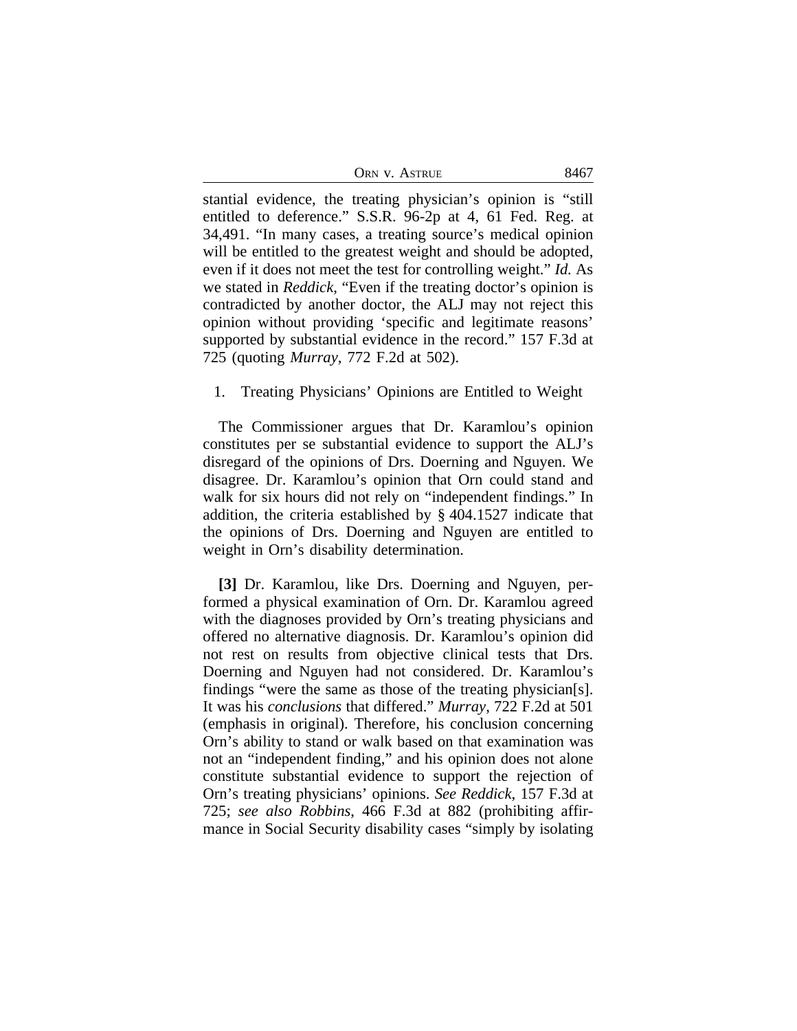stantial evidence, the treating physician's opinion is "still entitled to deference." S.S.R. 96-2p at 4, 61 Fed. Reg. at 34,491. "In many cases, a treating source's medical opinion will be entitled to the greatest weight and should be adopted, even if it does not meet the test for controlling weight." *Id.* As we stated in *Reddick*, "Even if the treating doctor's opinion is contradicted by another doctor, the ALJ may not reject this opinion without providing 'specific and legitimate reasons' supported by substantial evidence in the record." 157 F.3d at 725 (quoting *Murray*, 772 F.2d at 502).

1. Treating Physicians' Opinions are Entitled to Weight

The Commissioner argues that Dr. Karamlou's opinion constitutes per se substantial evidence to support the ALJ's disregard of the opinions of Drs. Doerning and Nguyen. We disagree. Dr. Karamlou's opinion that Orn could stand and walk for six hours did not rely on "independent findings." In addition, the criteria established by § 404.1527 indicate that the opinions of Drs. Doerning and Nguyen are entitled to weight in Orn's disability determination.

**[3]** Dr. Karamlou, like Drs. Doerning and Nguyen, performed a physical examination of Orn. Dr. Karamlou agreed with the diagnoses provided by Orn's treating physicians and offered no alternative diagnosis. Dr. Karamlou's opinion did not rest on results from objective clinical tests that Drs. Doerning and Nguyen had not considered. Dr. Karamlou's findings "were the same as those of the treating physician[s]. It was his *conclusions* that differed." *Murray*, 722 F.2d at 501 (emphasis in original). Therefore, his conclusion concerning Orn's ability to stand or walk based on that examination was not an "independent finding," and his opinion does not alone constitute substantial evidence to support the rejection of Orn's treating physicians' opinions. *See Reddick*, 157 F.3d at 725; *see also Robbins*, 466 F.3d at 882 (prohibiting affirmance in Social Security disability cases "simply by isolating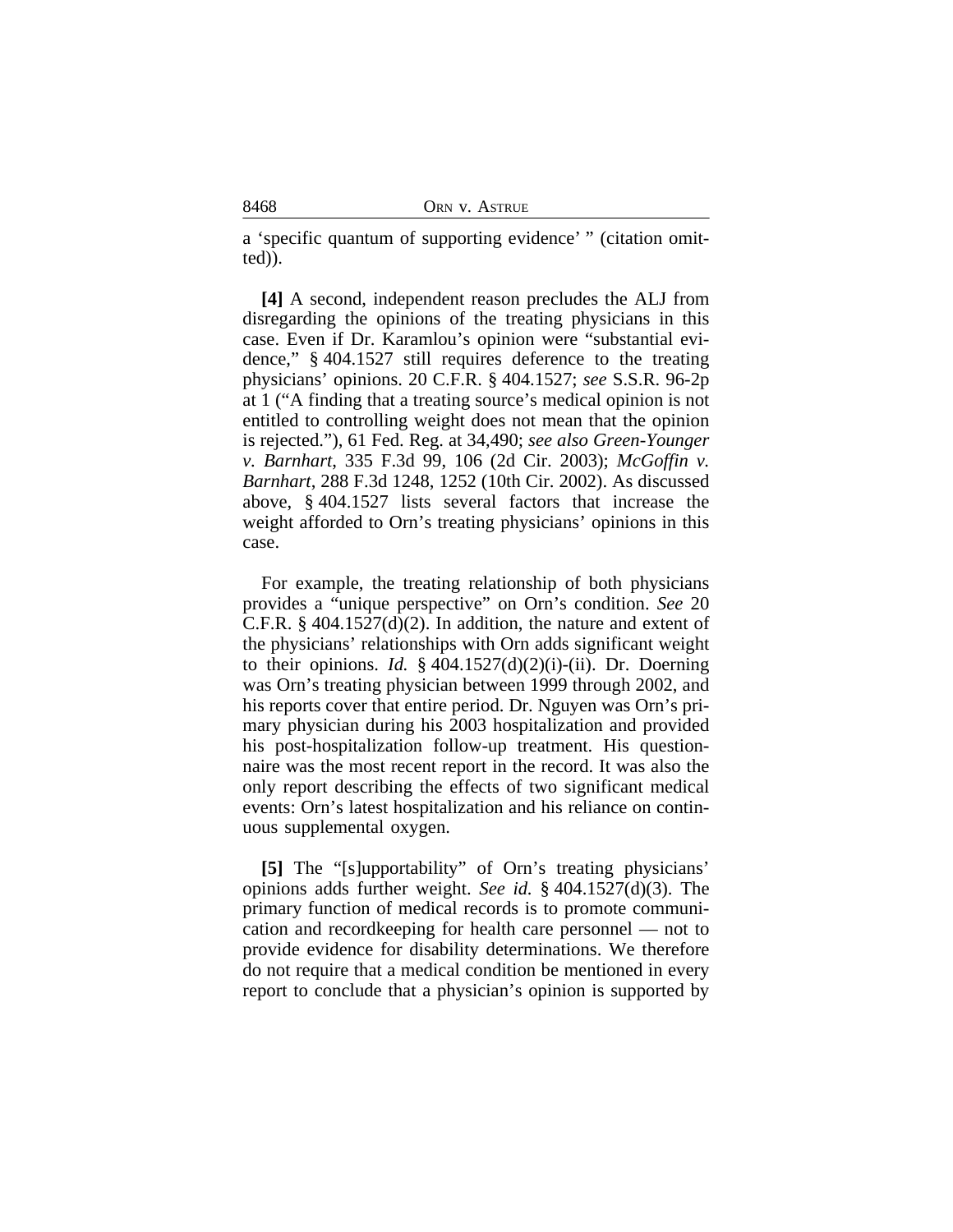a 'specific quantum of supporting evidence' " (citation omitted)).

**[4]** A second, independent reason precludes the ALJ from disregarding the opinions of the treating physicians in this case. Even if Dr. Karamlou's opinion were "substantial evidence," § 404.1527 still requires deference to the treating physicians' opinions. 20 C.F.R. § 404.1527; *see* S.S.R. 96-2p at 1 ("A finding that a treating source's medical opinion is not entitled to controlling weight does not mean that the opinion is rejected."), 61 Fed. Reg. at 34,490; *see also Green-Younger v. Barnhart*, 335 F.3d 99, 106 (2d Cir. 2003); *McGoffin v. Barnhart*, 288 F.3d 1248, 1252 (10th Cir. 2002). As discussed above, § 404.1527 lists several factors that increase the weight afforded to Orn's treating physicians' opinions in this case.

For example, the treating relationship of both physicians provides a "unique perspective" on Orn's condition. *See* 20 C.F.R. § 404.1527(d)(2). In addition, the nature and extent of the physicians' relationships with Orn adds significant weight to their opinions. *Id.* § 404.1527(d)(2)(i)-(ii). Dr. Doerning was Orn's treating physician between 1999 through 2002, and his reports cover that entire period. Dr. Nguyen was Orn's primary physician during his 2003 hospitalization and provided his post-hospitalization follow-up treatment. His questionnaire was the most recent report in the record. It was also the only report describing the effects of two significant medical events: Orn's latest hospitalization and his reliance on continuous supplemental oxygen.

**[5]** The "[s]upportability" of Orn's treating physicians' opinions adds further weight. *See id.* § 404.1527(d)(3). The primary function of medical records is to promote communication and recordkeeping for health care personnel — not to provide evidence for disability determinations. We therefore do not require that a medical condition be mentioned in every report to conclude that a physician's opinion is supported by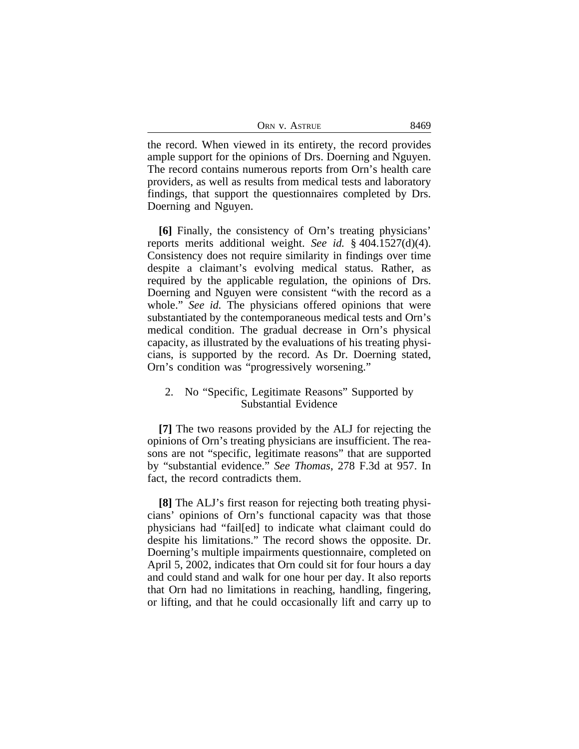the record. When viewed in its entirety, the record provides ample support for the opinions of Drs. Doerning and Nguyen. The record contains numerous reports from Orn's health care providers, as well as results from medical tests and laboratory findings, that support the questionnaires completed by Drs. Doerning and Nguyen.

**[6]** Finally, the consistency of Orn's treating physicians' reports merits additional weight. *See id.* § 404.1527(d)(4). Consistency does not require similarity in findings over time despite a claimant's evolving medical status. Rather, as required by the applicable regulation, the opinions of Drs. Doerning and Nguyen were consistent "with the record as a whole." *See id.* The physicians offered opinions that were substantiated by the contemporaneous medical tests and Orn's medical condition. The gradual decrease in Orn's physical capacity, as illustrated by the evaluations of his treating physicians, is supported by the record. As Dr. Doerning stated, Orn's condition was "progressively worsening."

### 2. No "Specific, Legitimate Reasons" Supported by Substantial Evidence

**[7]** The two reasons provided by the ALJ for rejecting the opinions of Orn's treating physicians are insufficient. The reasons are not "specific, legitimate reasons" that are supported by "substantial evidence." *See Thomas*, 278 F.3d at 957. In fact, the record contradicts them.

**[8]** The ALJ's first reason for rejecting both treating physicians' opinions of Orn's functional capacity was that those physicians had "fail[ed] to indicate what claimant could do despite his limitations." The record shows the opposite. Dr. Doerning's multiple impairments questionnaire, completed on April 5, 2002, indicates that Orn could sit for four hours a day and could stand and walk for one hour per day. It also reports that Orn had no limitations in reaching, handling, fingering, or lifting, and that he could occasionally lift and carry up to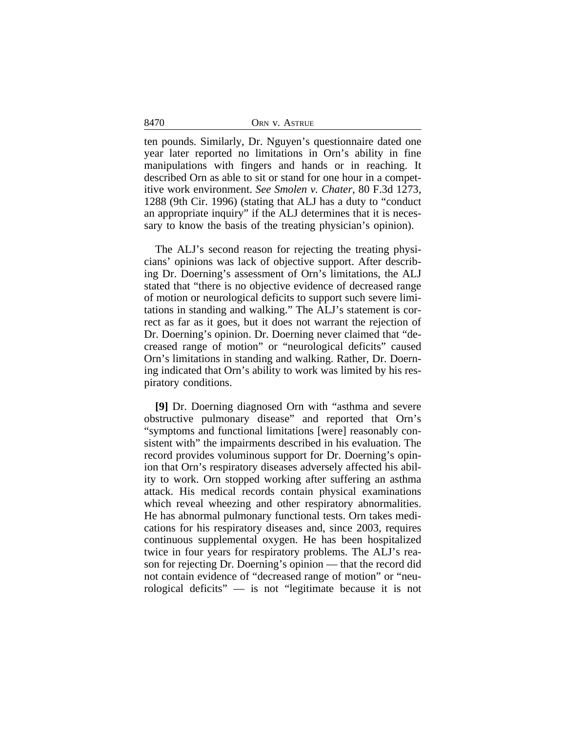ten pounds. Similarly, Dr. Nguyen's questionnaire dated one year later reported no limitations in Orn's ability in fine manipulations with fingers and hands or in reaching. It described Orn as able to sit or stand for one hour in a competitive work environment. *See Smolen v. Chater*, 80 F.3d 1273, 1288 (9th Cir. 1996) (stating that ALJ has a duty to "conduct an appropriate inquiry" if the ALJ determines that it is necessary to know the basis of the treating physician's opinion).

The ALJ's second reason for rejecting the treating physicians' opinions was lack of objective support. After describing Dr. Doerning's assessment of Orn's limitations, the ALJ stated that "there is no objective evidence of decreased range of motion or neurological deficits to support such severe limitations in standing and walking." The ALJ's statement is correct as far as it goes, but it does not warrant the rejection of Dr. Doerning's opinion. Dr. Doerning never claimed that "decreased range of motion" or "neurological deficits" caused Orn's limitations in standing and walking. Rather, Dr. Doerning indicated that Orn's ability to work was limited by his respiratory conditions.

**[9]** Dr. Doerning diagnosed Orn with "asthma and severe obstructive pulmonary disease" and reported that Orn's "symptoms and functional limitations [were] reasonably consistent with" the impairments described in his evaluation. The record provides voluminous support for Dr. Doerning's opinion that Orn's respiratory diseases adversely affected his ability to work. Orn stopped working after suffering an asthma attack. His medical records contain physical examinations which reveal wheezing and other respiratory abnormalities. He has abnormal pulmonary functional tests. Orn takes medications for his respiratory diseases and, since 2003, requires continuous supplemental oxygen. He has been hospitalized twice in four years for respiratory problems. The ALJ's reason for rejecting Dr. Doerning's opinion — that the record did not contain evidence of "decreased range of motion" or "neurological deficits" — is not "legitimate because it is not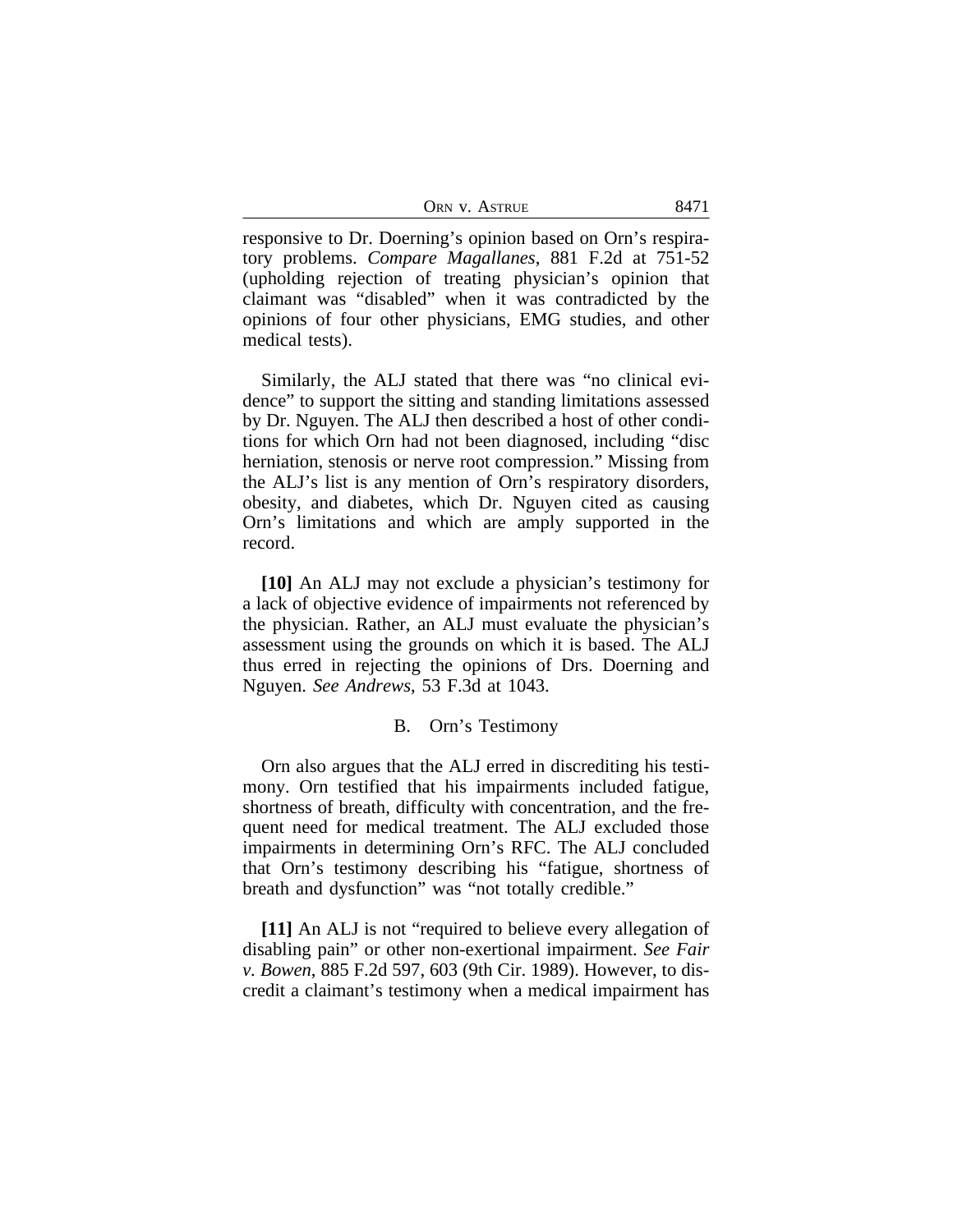responsive to Dr. Doerning's opinion based on Orn's respiratory problems. *Compare Magallanes*, 881 F.2d at 751-52 (upholding rejection of treating physician's opinion that claimant was "disabled" when it was contradicted by the opinions of four other physicians, EMG studies, and other medical tests).

Similarly, the ALJ stated that there was "no clinical evidence" to support the sitting and standing limitations assessed by Dr. Nguyen. The ALJ then described a host of other conditions for which Orn had not been diagnosed, including "disc herniation, stenosis or nerve root compression." Missing from the ALJ's list is any mention of Orn's respiratory disorders, obesity, and diabetes, which Dr. Nguyen cited as causing Orn's limitations and which are amply supported in the record.

**[10]** An ALJ may not exclude a physician's testimony for a lack of objective evidence of impairments not referenced by the physician. Rather, an ALJ must evaluate the physician's assessment using the grounds on which it is based. The ALJ thus erred in rejecting the opinions of Drs. Doerning and Nguyen. *See Andrews*, 53 F.3d at 1043.

## B. Orn's Testimony

Orn also argues that the ALJ erred in discrediting his testimony. Orn testified that his impairments included fatigue, shortness of breath, difficulty with concentration, and the frequent need for medical treatment. The ALJ excluded those impairments in determining Orn's RFC. The ALJ concluded that Orn's testimony describing his "fatigue, shortness of breath and dysfunction" was "not totally credible."

**[11]** An ALJ is not "required to believe every allegation of disabling pain" or other non-exertional impairment. *See Fair v. Bowen*, 885 F.2d 597, 603 (9th Cir. 1989). However, to discredit a claimant's testimony when a medical impairment has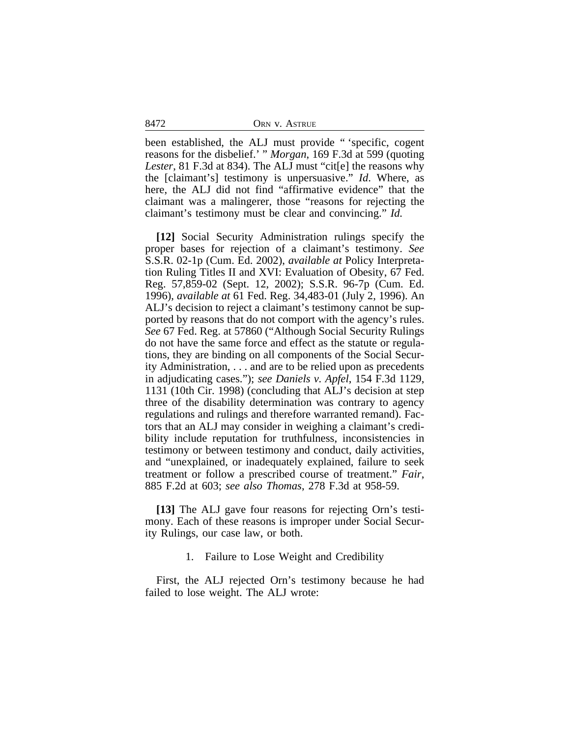been established, the ALJ must provide " 'specific, cogent reasons for the disbelief.' " *Morgan*, 169 F.3d at 599 (quoting *Lester*, 81 F.3d at 834). The ALJ must "cit[e] the reasons why the [claimant's] testimony is unpersuasive." *Id*. Where, as here, the ALJ did not find "affirmative evidence" that the claimant was a malingerer, those "reasons for rejecting the claimant's testimony must be clear and convincing." *Id.*

**[12]** Social Security Administration rulings specify the proper bases for rejection of a claimant's testimony. *See* S.S.R. 02-1p (Cum. Ed. 2002), *available at* Policy Interpretation Ruling Titles II and XVI: Evaluation of Obesity, 67 Fed. Reg. 57,859-02 (Sept. 12, 2002); S.S.R. 96-7p (Cum. Ed. 1996), *available at* 61 Fed. Reg. 34,483-01 (July 2, 1996). An ALJ's decision to reject a claimant's testimony cannot be supported by reasons that do not comport with the agency's rules. *See* 67 Fed. Reg. at 57860 ("Although Social Security Rulings do not have the same force and effect as the statute or regulations, they are binding on all components of the Social Security Administration, . . . and are to be relied upon as precedents in adjudicating cases."); *see Daniels v. Apfel*, 154 F.3d 1129, 1131 (10th Cir. 1998) (concluding that ALJ's decision at step three of the disability determination was contrary to agency regulations and rulings and therefore warranted remand). Factors that an ALJ may consider in weighing a claimant's credibility include reputation for truthfulness, inconsistencies in testimony or between testimony and conduct, daily activities, and "unexplained, or inadequately explained, failure to seek treatment or follow a prescribed course of treatment." *Fair*, 885 F.2d at 603; *see also Thomas*, 278 F.3d at 958-59.

**[13]** The ALJ gave four reasons for rejecting Orn's testimony. Each of these reasons is improper under Social Security Rulings, our case law, or both.

### 1. Failure to Lose Weight and Credibility

First, the ALJ rejected Orn's testimony because he had failed to lose weight. The ALJ wrote: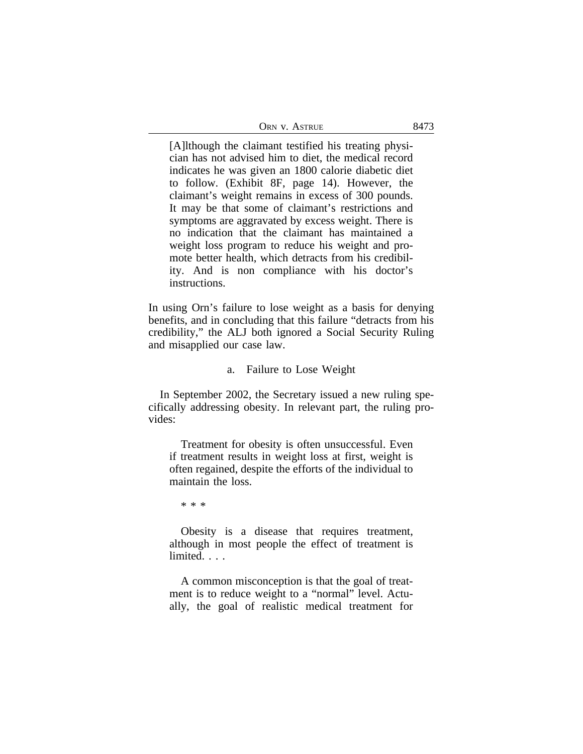> [A]lthough the claimant testified his treating physician has not advised him to diet, the medical record indicates he was given an 1800 calorie diabetic diet to follow. (Exhibit 8F, page 14). However, the claimant's weight remains in excess of 300 pounds. It may be that some of claimant's restrictions and symptoms are aggravated by excess weight. There is no indication that the claimant has maintained a weight loss program to reduce his weight and promote better health, which detracts from his credibility. And is non compliance with his doctor's instructions.

In using Orn's failure to lose weight as a basis for denying benefits, and in concluding that this failure "detracts from his credibility," the ALJ both ignored a Social Security Ruling and misapplied our case law.

a. Failure to Lose Weight

In September 2002, the Secretary issued a new ruling specifically addressing obesity. In relevant part, the ruling provides:

> Treatment for obesity is often unsuccessful. Even if treatment results in weight loss at first, weight is often regained, despite the efforts of the individual to maintain the loss.
>
> * * *
>
> Obesity is a disease that requires treatment, although in most people the effect of treatment is limited. . . .
>
> A common misconception is that the goal of treatment is to reduce weight to a "normal" level. Actually, the goal of realistic medical treatment for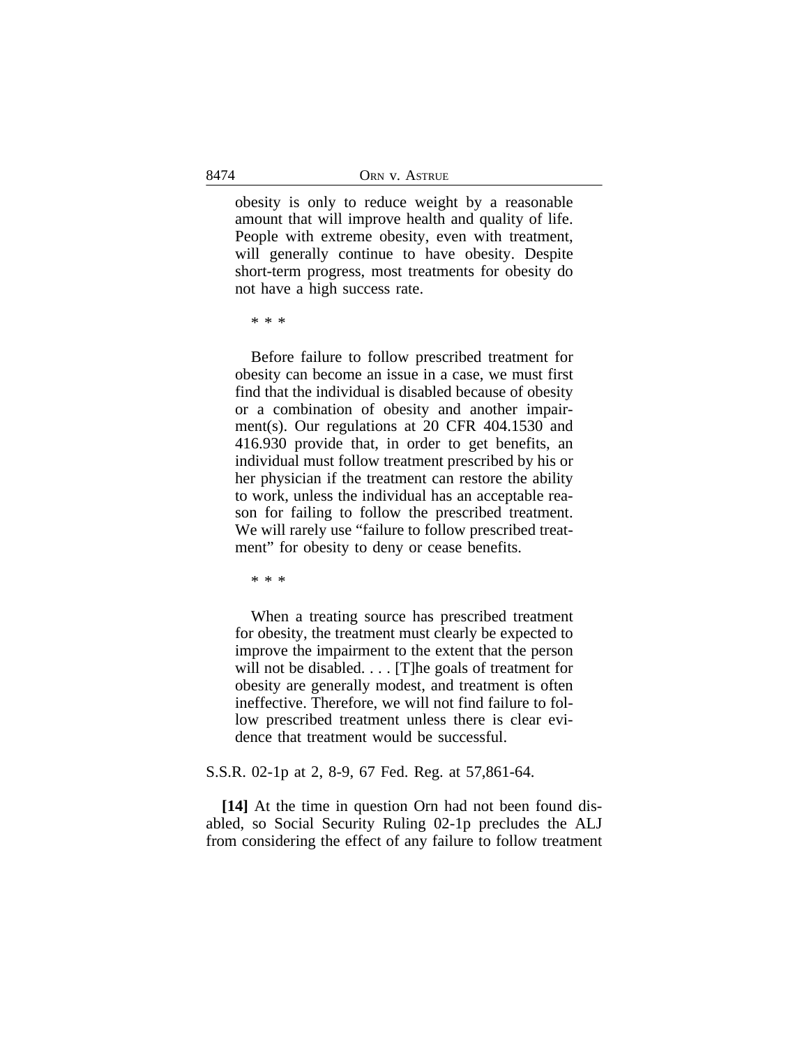> obesity is only to reduce weight by a reasonable amount that will improve health and quality of life. People with extreme obesity, even with treatment, will generally continue to have obesity. Despite short-term progress, most treatments for obesity do not have a high success rate.
>
> * * *
>
> Before failure to follow prescribed treatment for obesity can become an issue in a case, we must first find that the individual is disabled because of obesity or a combination of obesity and another impairment(s). Our regulations at 20 CFR 404.1530 and 416.930 provide that, in order to get benefits, an individual must follow treatment prescribed by his or her physician if the treatment can restore the ability to work, unless the individual has an acceptable reason for failing to follow the prescribed treatment. We will rarely use "failure to follow prescribed treatment" for obesity to deny or cease benefits.
>
> * * *
>
> When a treating source has prescribed treatment for obesity, the treatment must clearly be expected to improve the impairment to the extent that the person will not be disabled. . . . [T]he goals of treatment for obesity are generally modest, and treatment is often ineffective. Therefore, we will not find failure to follow prescribed treatment unless there is clear evidence that treatment would be successful.

S.S.R. 02-1p at 2, 8-9, 67 Fed. Reg. at 57,861-64.

**[14]** At the time in question Orn had not been found disabled, so Social Security Ruling 02-1p precludes the ALJ from considering the effect of any failure to follow treatment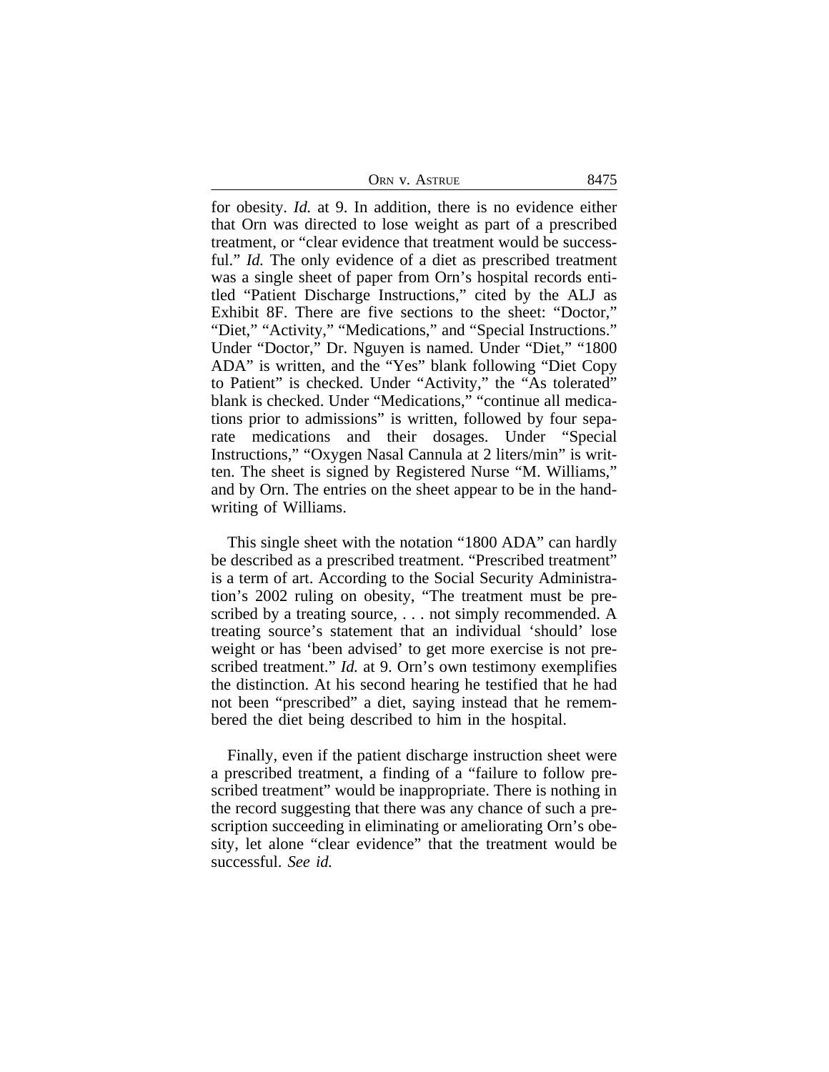for obesity. *Id.* at 9. In addition, there is no evidence either that Orn was directed to lose weight as part of a prescribed treatment, or "clear evidence that treatment would be successful." *Id.* The only evidence of a diet as prescribed treatment was a single sheet of paper from Orn's hospital records entitled "Patient Discharge Instructions," cited by the ALJ as Exhibit 8F. There are five sections to the sheet: "Doctor," "Diet," "Activity," "Medications," and "Special Instructions." Under "Doctor," Dr. Nguyen is named. Under "Diet," "1800 ADA" is written, and the "Yes" blank following "Diet Copy to Patient" is checked. Under "Activity," the "As tolerated" blank is checked. Under "Medications," "continue all medications prior to admissions" is written, followed by four separate medications and their dosages. Under "Special Instructions," "Oxygen Nasal Cannula at 2 liters/min" is written. The sheet is signed by Registered Nurse "M. Williams," and by Orn. The entries on the sheet appear to be in the handwriting of Williams.

This single sheet with the notation "1800 ADA" can hardly be described as a prescribed treatment. "Prescribed treatment" is a term of art. According to the Social Security Administration's 2002 ruling on obesity, "The treatment must be prescribed by a treating source, . . . not simply recommended. A treating source's statement that an individual 'should' lose weight or has 'been advised' to get more exercise is not prescribed treatment." *Id.* at 9. Orn's own testimony exemplifies the distinction. At his second hearing he testified that he had not been "prescribed" a diet, saying instead that he remembered the diet being described to him in the hospital.

Finally, even if the patient discharge instruction sheet were a prescribed treatment, a finding of a "failure to follow prescribed treatment" would be inappropriate. There is nothing in the record suggesting that there was any chance of such a prescription succeeding in eliminating or ameliorating Orn's obesity, let alone "clear evidence" that the treatment would be successful. *See id.*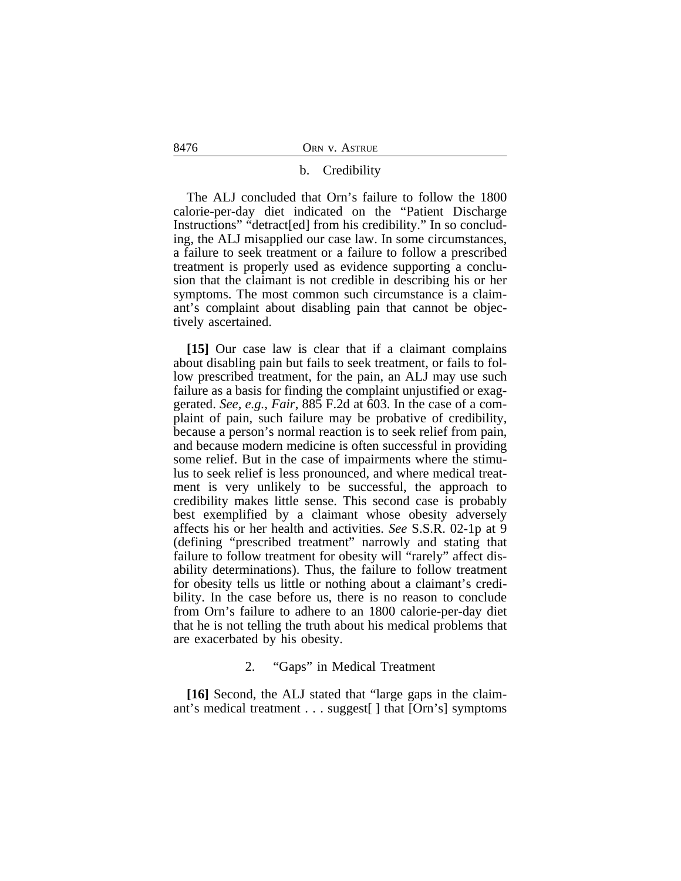### b. Credibility

The ALJ concluded that Orn's failure to follow the 1800 calorie-per-day diet indicated on the "Patient Discharge Instructions" "detract[ed] from his credibility." In so concluding, the ALJ misapplied our case law. In some circumstances, a failure to seek treatment or a failure to follow a prescribed treatment is properly used as evidence supporting a conclusion that the claimant is not credible in describing his or her symptoms. The most common such circumstance is a claimant's complaint about disabling pain that cannot be objectively ascertained.

**[15]** Our case law is clear that if a claimant complains about disabling pain but fails to seek treatment, or fails to follow prescribed treatment, for the pain, an ALJ may use such failure as a basis for finding the complaint unjustified or exaggerated. *See, e.g.*, *Fair*, 885 F.2d at 603. In the case of a complaint of pain, such failure may be probative of credibility, because a person's normal reaction is to seek relief from pain, and because modern medicine is often successful in providing some relief. But in the case of impairments where the stimulus to seek relief is less pronounced, and where medical treatment is very unlikely to be successful, the approach to credibility makes little sense. This second case is probably best exemplified by a claimant whose obesity adversely affects his or her health and activities. *See* S.S.R. 02-1p at 9 (defining "prescribed treatment" narrowly and stating that failure to follow treatment for obesity will "rarely" affect disability determinations). Thus, the failure to follow treatment for obesity tells us little or nothing about a claimant's credibility. In the case before us, there is no reason to conclude from Orn's failure to adhere to an 1800 calorie-per-day diet that he is not telling the truth about his medical problems that are exacerbated by his obesity.

### 2. "Gaps" in Medical Treatment

**[16]** Second, the ALJ stated that "large gaps in the claimant's medical treatment . . . suggest[ ] that [Orn's] symptoms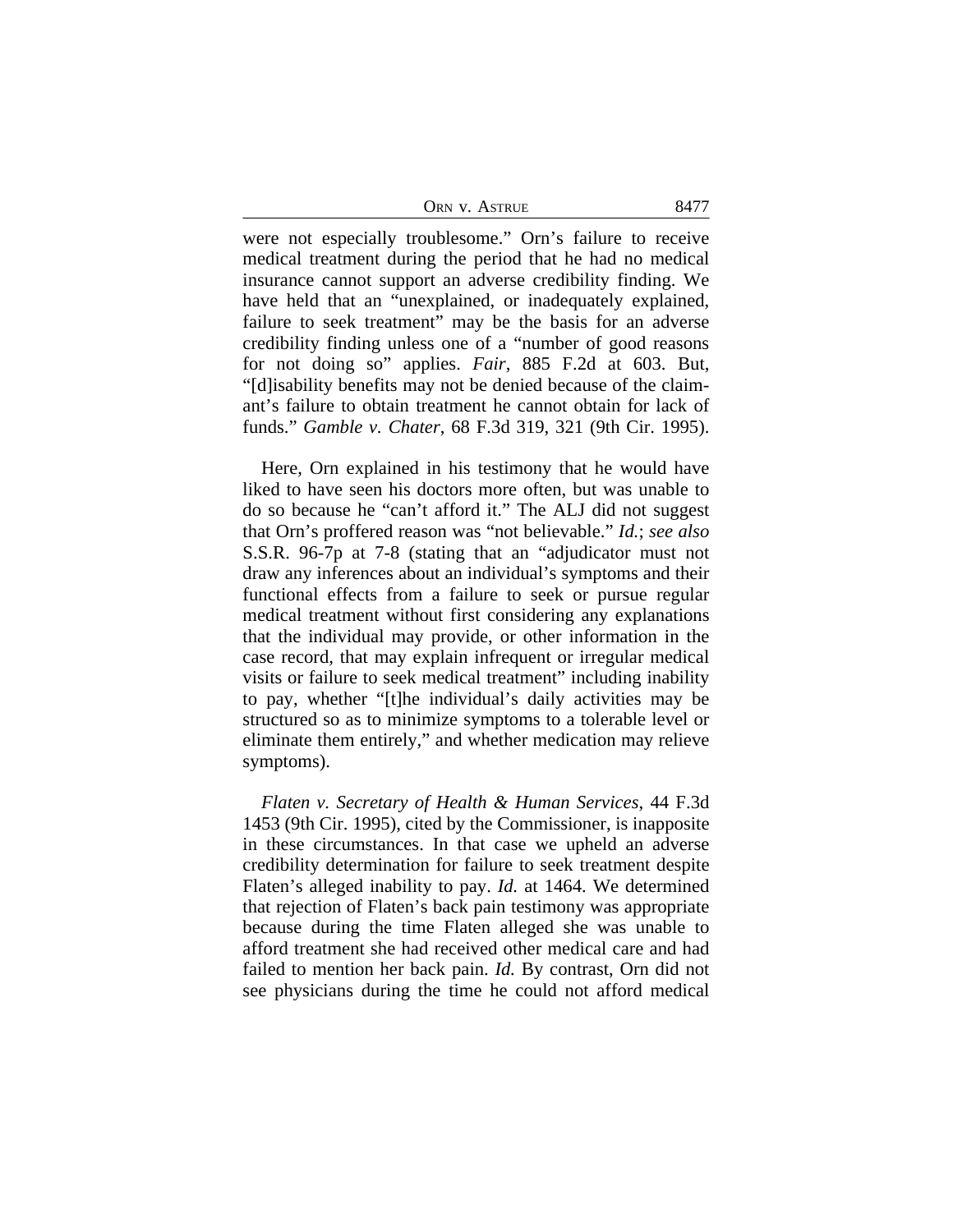were not especially troublesome." Orn's failure to receive medical treatment during the period that he had no medical insurance cannot support an adverse credibility finding. We have held that an "unexplained, or inadequately explained, failure to seek treatment" may be the basis for an adverse credibility finding unless one of a "number of good reasons for not doing so" applies. *Fair*, 885 F.2d at 603. But, "[d]isability benefits may not be denied because of the claimant's failure to obtain treatment he cannot obtain for lack of funds." *Gamble v. Chater*, 68 F.3d 319, 321 (9th Cir. 1995).

Here, Orn explained in his testimony that he would have liked to have seen his doctors more often, but was unable to do so because he "can't afford it." The ALJ did not suggest that Orn's proffered reason was "not believable." *Id.*; *see also* S.S.R. 96-7p at 7-8 (stating that an "adjudicator must not draw any inferences about an individual's symptoms and their functional effects from a failure to seek or pursue regular medical treatment without first considering any explanations that the individual may provide, or other information in the case record, that may explain infrequent or irregular medical visits or failure to seek medical treatment" including inability to pay, whether "[t]he individual's daily activities may be structured so as to minimize symptoms to a tolerable level or eliminate them entirely," and whether medication may relieve symptoms).

*Flaten v. Secretary of Health & Human Services*, 44 F.3d 1453 (9th Cir. 1995), cited by the Commissioner, is inapposite in these circumstances. In that case we upheld an adverse credibility determination for failure to seek treatment despite Flaten's alleged inability to pay. *Id.* at 1464. We determined that rejection of Flaten's back pain testimony was appropriate because during the time Flaten alleged she was unable to afford treatment she had received other medical care and had failed to mention her back pain. *Id.* By contrast, Orn did not see physicians during the time he could not afford medical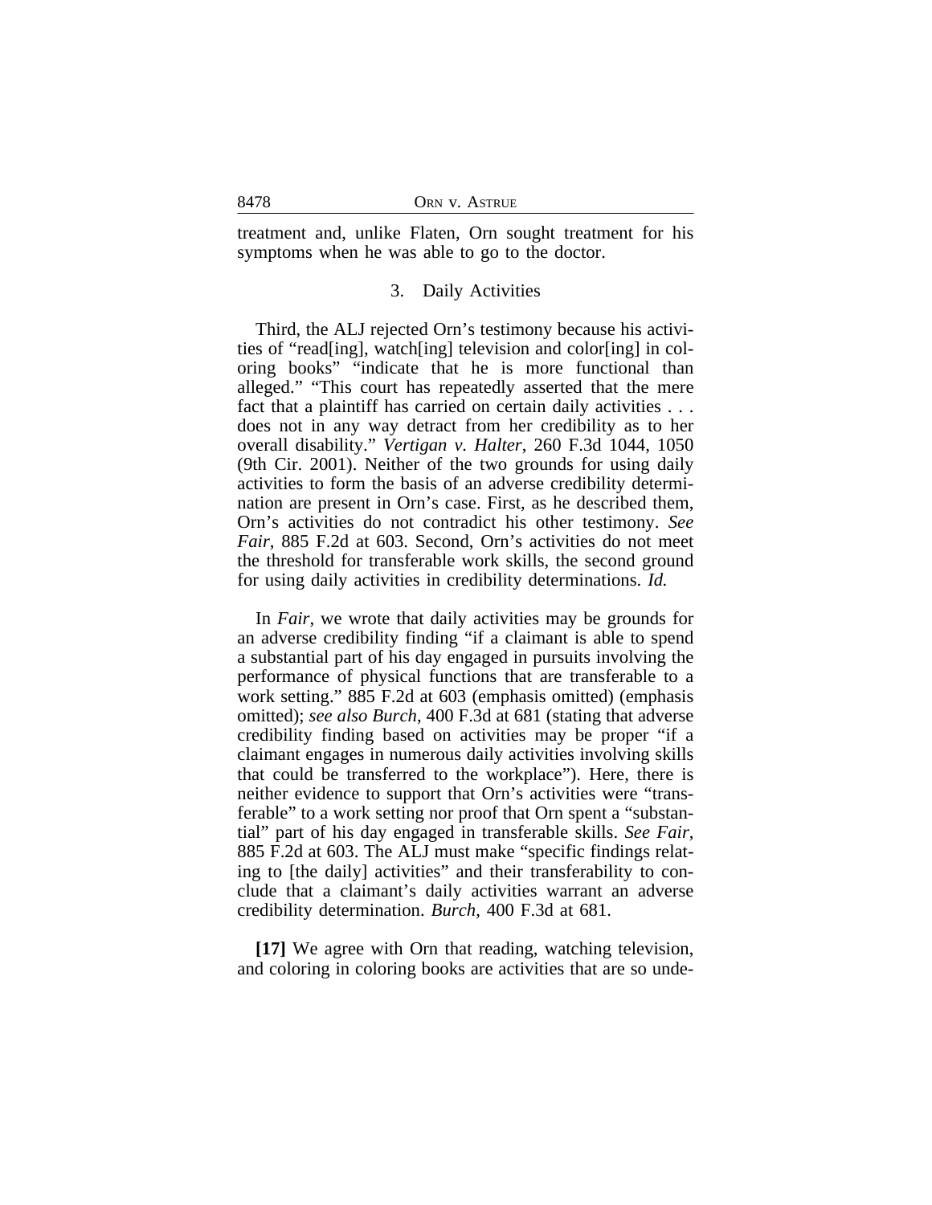treatment and, unlike Flaten, Orn sought treatment for his symptoms when he was able to go to the doctor.

### 3. Daily Activities

Third, the ALJ rejected Orn's testimony because his activities of "read[ing], watch[ing] television and color[ing] in coloring books" "indicate that he is more functional than alleged." "This court has repeatedly asserted that the mere fact that a plaintiff has carried on certain daily activities . . . does not in any way detract from her credibility as to her overall disability." *Vertigan v. Halter*, 260 F.3d 1044, 1050 (9th Cir. 2001). Neither of the two grounds for using daily activities to form the basis of an adverse credibility determination are present in Orn's case. First, as he described them, Orn's activities do not contradict his other testimony. *See Fair*, 885 F.2d at 603. Second, Orn's activities do not meet the threshold for transferable work skills, the second ground for using daily activities in credibility determinations. *Id.*

In *Fair*, we wrote that daily activities may be grounds for an adverse credibility finding "if a claimant is able to spend a substantial part of his day engaged in pursuits involving the performance of physical functions that are transferable to a work setting." 885 F.2d at 603 (emphasis omitted) (emphasis omitted); *see also Burch*, 400 F.3d at 681 (stating that adverse credibility finding based on activities may be proper "if a claimant engages in numerous daily activities involving skills that could be transferred to the workplace"). Here, there is neither evidence to support that Orn's activities were "transferable" to a work setting nor proof that Orn spent a "substantial" part of his day engaged in transferable skills. *See Fair*, 885 F.2d at 603. The ALJ must make "specific findings relating to [the daily] activities" and their transferability to conclude that a claimant's daily activities warrant an adverse credibility determination. *Burch*, 400 F.3d at 681.

**[17]** We agree with Orn that reading, watching television, and coloring in coloring books are activities that are so unde-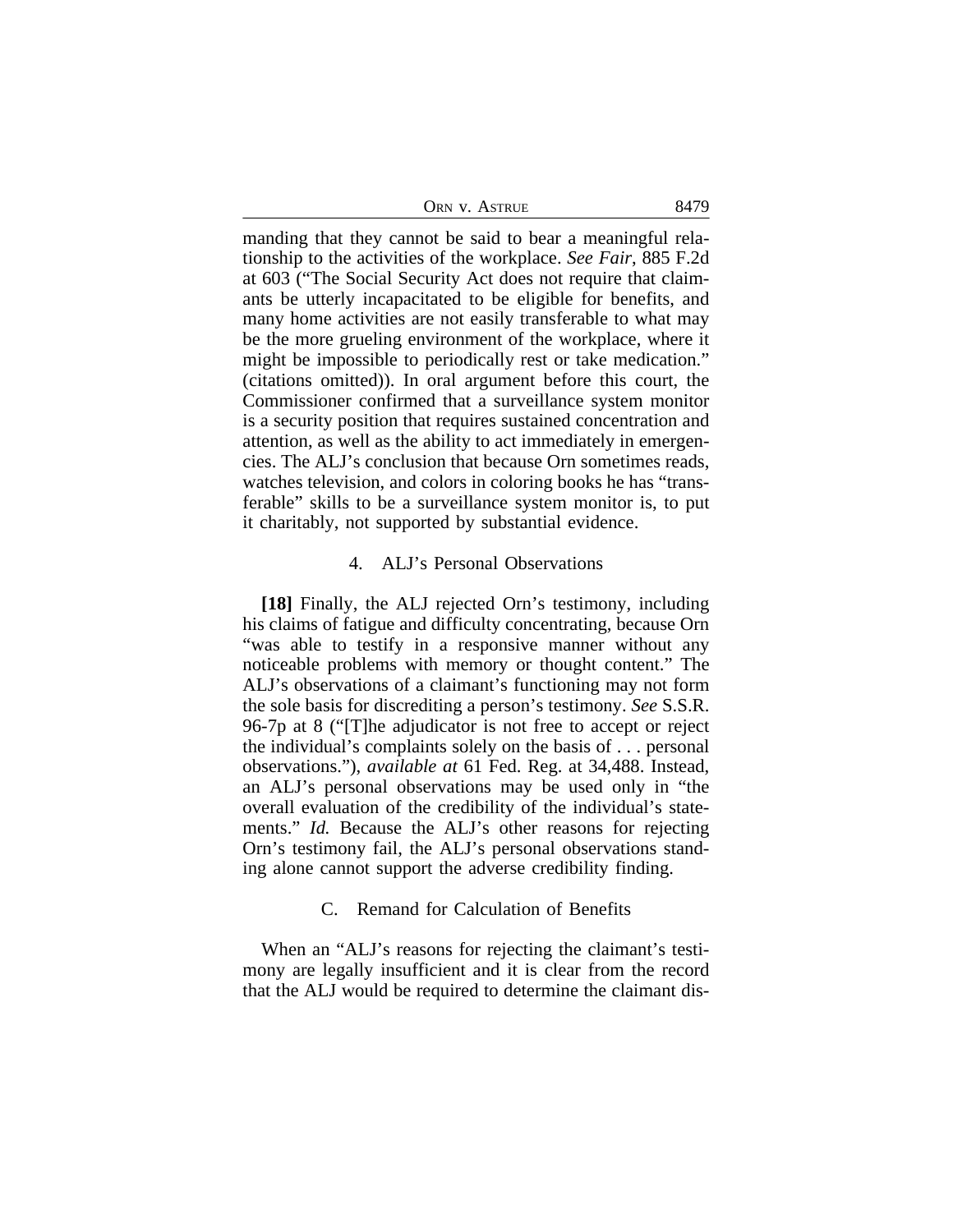manding that they cannot be said to bear a meaningful relationship to the activities of the workplace. *See Fair*, 885 F.2d at 603 ("The Social Security Act does not require that claimants be utterly incapacitated to be eligible for benefits, and many home activities are not easily transferable to what may be the more grueling environment of the workplace, where it might be impossible to periodically rest or take medication." (citations omitted)). In oral argument before this court, the Commissioner confirmed that a surveillance system monitor is a security position that requires sustained concentration and attention, as well as the ability to act immediately in emergencies. The ALJ's conclusion that because Orn sometimes reads, watches television, and colors in coloring books he has "transferable" skills to be a surveillance system monitor is, to put it charitably, not supported by substantial evidence.

#### 4. ALJ's Personal Observations

**[18]** Finally, the ALJ rejected Orn's testimony, including his claims of fatigue and difficulty concentrating, because Orn "was able to testify in a responsive manner without any noticeable problems with memory or thought content." The ALJ's observations of a claimant's functioning may not form the sole basis for discrediting a person's testimony. *See* S.S.R. 96-7p at 8 ("[T]he adjudicator is not free to accept or reject the individual's complaints solely on the basis of . . . personal observations."), *available at* 61 Fed. Reg. at 34,488. Instead, an ALJ's personal observations may be used only in "the overall evaluation of the credibility of the individual's statements." *Id.* Because the ALJ's other reasons for rejecting Orn's testimony fail, the ALJ's personal observations standing alone cannot support the adverse credibility finding.

### C. Remand for Calculation of Benefits

When an "ALJ's reasons for rejecting the claimant's testimony are legally insufficient and it is clear from the record that the ALJ would be required to determine the claimant dis-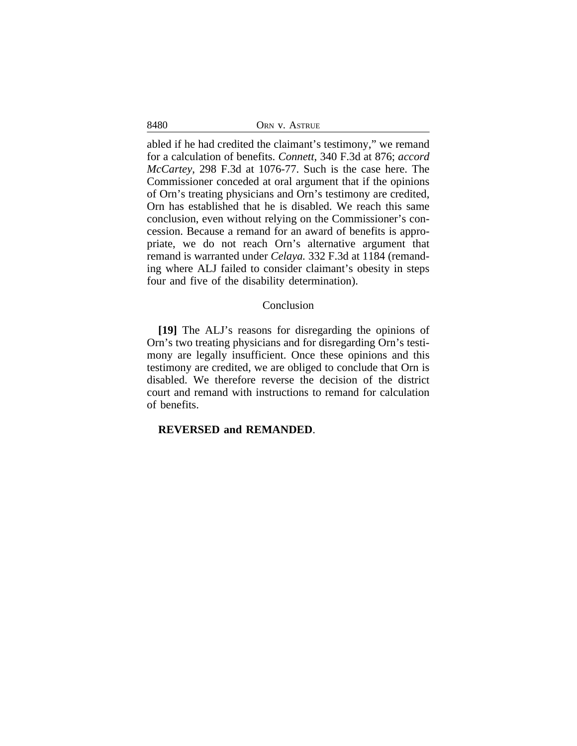abled if he had credited the claimant's testimony," we remand for a calculation of benefits. *Connett*, 340 F.3d at 876; *accord McCartey*, 298 F.3d at 1076-77. Such is the case here. The Commissioner conceded at oral argument that if the opinions of Orn's treating physicians and Orn's testimony are credited, Orn has established that he is disabled. We reach this same conclusion, even without relying on the Commissioner's concession. Because a remand for an award of benefits is appropriate, we do not reach Orn's alternative argument that remand is warranted under *Celaya.* 332 F.3d at 1184 (remanding where ALJ failed to consider claimant's obesity in steps four and five of the disability determination).

## Conclusion

**[19]** The ALJ's reasons for disregarding the opinions of Orn's two treating physicians and for disregarding Orn's testimony are legally insufficient. Once these opinions and this testimony are credited, we are obliged to conclude that Orn is disabled. We therefore reverse the decision of the district court and remand with instructions to remand for calculation of benefits.

**REVERSED and REMANDED**.